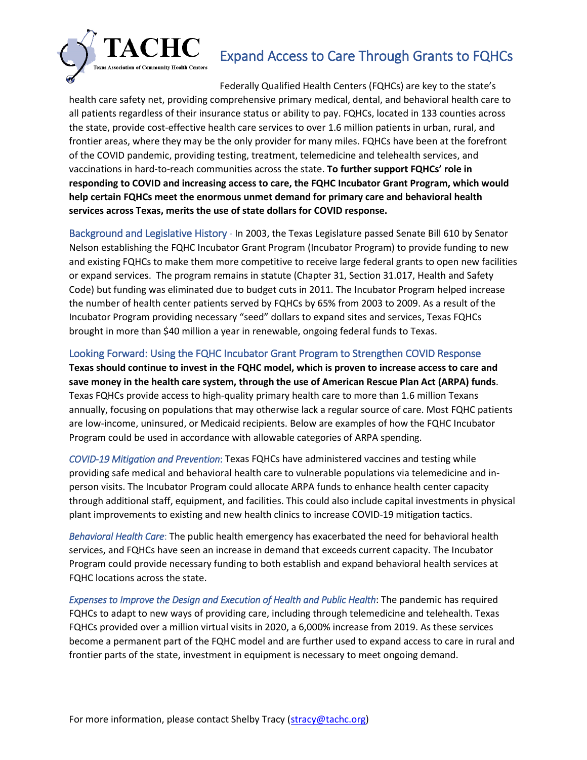TACHC

Texas Association of Community Health Centers

# Expand Access to Care Through Grants to FQHCs

Federally Qualified Health Centers (FQHCs) are key to the state's health care safety net, providing comprehensive primary medical, dental, and behavioral health care to all patients regardless of their insurance status or ability to pay. FQHCs, located in 133 counties across the state, provide cost-effective health care services to over 1.6 million patients in urban, rural, and frontier areas, where they may be the only provider for many miles. FQHCs have been at the forefront of the COVID pandemic, providing testing, treatment, telemedicine and telehealth services, and vaccinations in hard-to-reach communities across the state. **To further support FQHCs' role in responding to COVID and increasing access to care, the FQHC Incubator Grant Program, which would help certain FQHCs meet the enormous unmet demand for primary care and behavioral health services across Texas, merits the use of state dollars for COVID response.**

## Background and Legislative History

In 2003, the Texas Legislature passed Senate Bill 610 by Senator Nelson establishing the FQHC Incubator Grant Program (Incubator Program) to provide funding to new and existing FQHCs to make them more competitive to receive large federal grants to open new facilities or expand services. The program remains in statute (Chapter 31, Section 31.017, Health and Safety Code) but funding was eliminated due to budget cuts in 2011. The Incubator Program helped increase the number of health center patients served by FQHCs by 65% from 2003 to 2009. As a result of the Incubator Program providing necessary "seed" dollars to expand sites and services, Texas FQHCs brought in more than $40 million a year in renewable, ongoing federal funds to Texas.

## Looking Forward: Using the FQHC Incubator Grant Program to Strengthen COVID Response

**Texas should continue to invest in the FQHC model, which is proven to increase access to care and save money in the health care system, through the use of American Rescue Plan Act (ARPA) funds**. Texas FQHCs provide access to high-quality primary health care to more than 1.6 million Texans annually, focusing on populations that may otherwise lack a regular source of care. Most FQHC patients are low-income, uninsured, or Medicaid recipients. Below are examples of how the FQHC Incubator Program could be used in accordance with allowable categories of ARPA spending.

*COVID-19 Mitigation and Prevention*: Texas FQHCs have administered vaccines and testing while providing safe medical and behavioral health care to vulnerable populations via telemedicine and in-person visits. The Incubator Program could allocate ARPA funds to enhance health center capacity through additional staff, equipment, and facilities. This could also include capital investments in physical plant improvements to existing and new health clinics to increase COVID-19 mitigation tactics.

*Behavioral Health Care*: The public health emergency has exacerbated the need for behavioral health services, and FQHCs have seen an increase in demand that exceeds current capacity. The Incubator Program could provide necessary funding to both establish and expand behavioral health services at FQHC locations across the state.

*Expenses to Improve the Design and Execution of Health and Public Health*: The pandemic has required FQHCs to adapt to new ways of providing care, including through telemedicine and telehealth. Texas FQHCs provided over a million virtual visits in 2020, a 6,000% increase from 2019. As these services become a permanent part of the FQHC model and are further used to expand access to care in rural and frontier parts of the state, investment in equipment is necessary to meet ongoing demand.

For more information, please contact Shelby Tracy (stracy@tachc.org)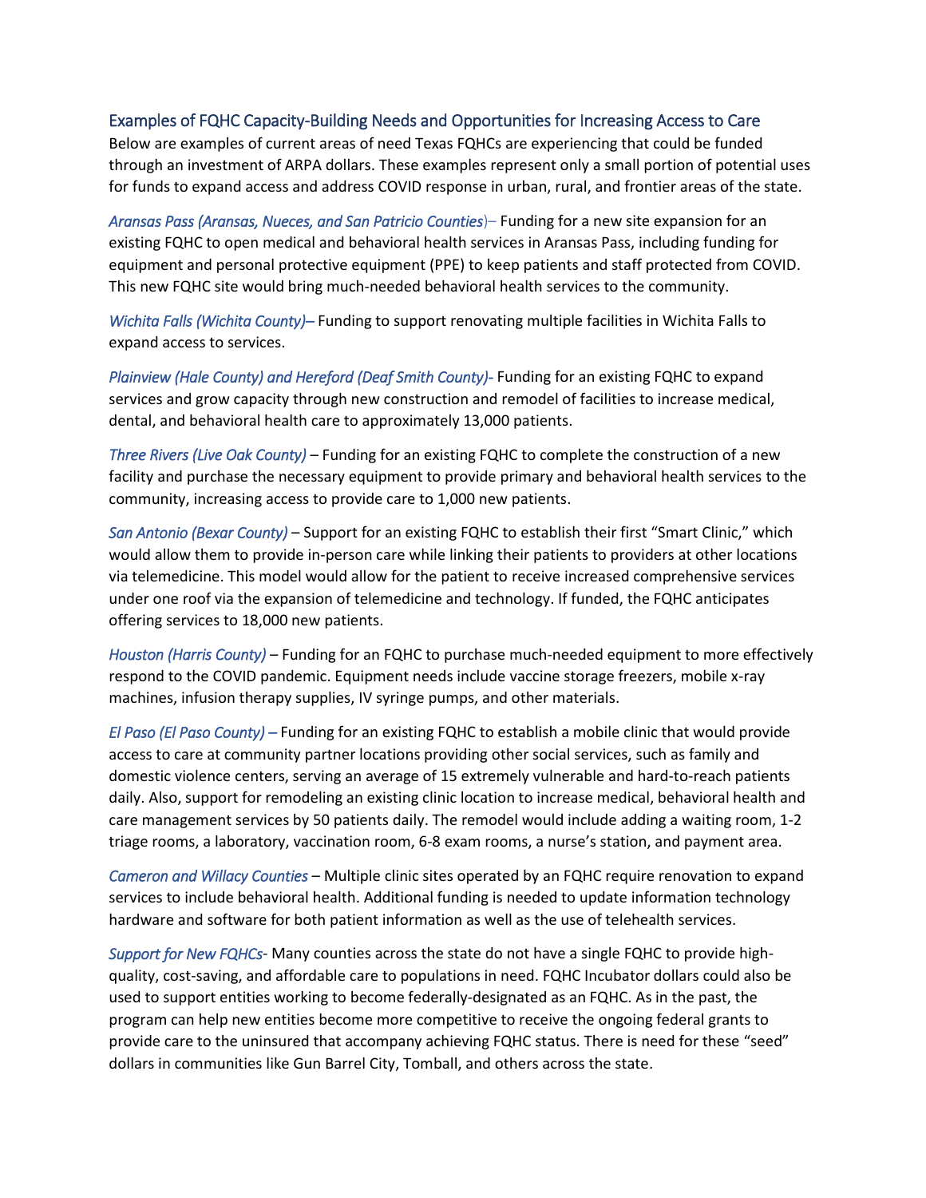## Examples of FQHC Capacity-Building Needs and Opportunities for Increasing Access to Care

Below are examples of current areas of need Texas FQHCs are experiencing that could be funded through an investment of ARPA dollars. These examples represent only a small portion of potential uses for funds to expand access and address COVID response in urban, rural, and frontier areas of the state.

*Aransas Pass (Aransas, Nueces, and San Patricio Counties)*– Funding for a new site expansion for an existing FQHC to open medical and behavioral health services in Aransas Pass, including funding for equipment and personal protective equipment (PPE) to keep patients and staff protected from COVID. This new FQHC site would bring much-needed behavioral health services to the community.

*Wichita Falls (Wichita County)–* Funding to support renovating multiple facilities in Wichita Falls to expand access to services.

*Plainview (Hale County) and Hereford (Deaf Smith County)-* Funding for an existing FQHC to expand services and grow capacity through new construction and remodel of facilities to increase medical, dental, and behavioral health care to approximately 13,000 patients.

*Three Rivers (Live Oak County)* – Funding for an existing FQHC to complete the construction of a new facility and purchase the necessary equipment to provide primary and behavioral health services to the community, increasing access to provide care to 1,000 new patients.

*San Antonio (Bexar County)* – Support for an existing FQHC to establish their first "Smart Clinic," which would allow them to provide in-person care while linking their patients to providers at other locations via telemedicine. This model would allow for the patient to receive increased comprehensive services under one roof via the expansion of telemedicine and technology. If funded, the FQHC anticipates offering services to 18,000 new patients.

*Houston (Harris County)* – Funding for an FQHC to purchase much-needed equipment to more effectively respond to the COVID pandemic. Equipment needs include vaccine storage freezers, mobile x-ray machines, infusion therapy supplies, IV syringe pumps, and other materials.

*El Paso (El Paso County) –* Funding for an existing FQHC to establish a mobile clinic that would provide access to care at community partner locations providing other social services, such as family and domestic violence centers, serving an average of 15 extremely vulnerable and hard-to-reach patients daily. Also, support for remodeling an existing clinic location to increase medical, behavioral health and care management services by 50 patients daily. The remodel would include adding a waiting room, 1-2 triage rooms, a laboratory, vaccination room, 6-8 exam rooms, a nurse's station, and payment area.

*Cameron and Willacy Counties* – Multiple clinic sites operated by an FQHC require renovation to expand services to include behavioral health. Additional funding is needed to update information technology hardware and software for both patient information as well as the use of telehealth services.

*Support for New FQHCs*- Many counties across the state do not have a single FQHC to provide high-quality, cost-saving, and affordable care to populations in need. FQHC Incubator dollars could also be used to support entities working to become federally-designated as an FQHC. As in the past, the program can help new entities become more competitive to receive the ongoing federal grants to provide care to the uninsured that accompany achieving FQHC status. There is need for these "seed" dollars in communities like Gun Barrel City, Tomball, and others across the state.